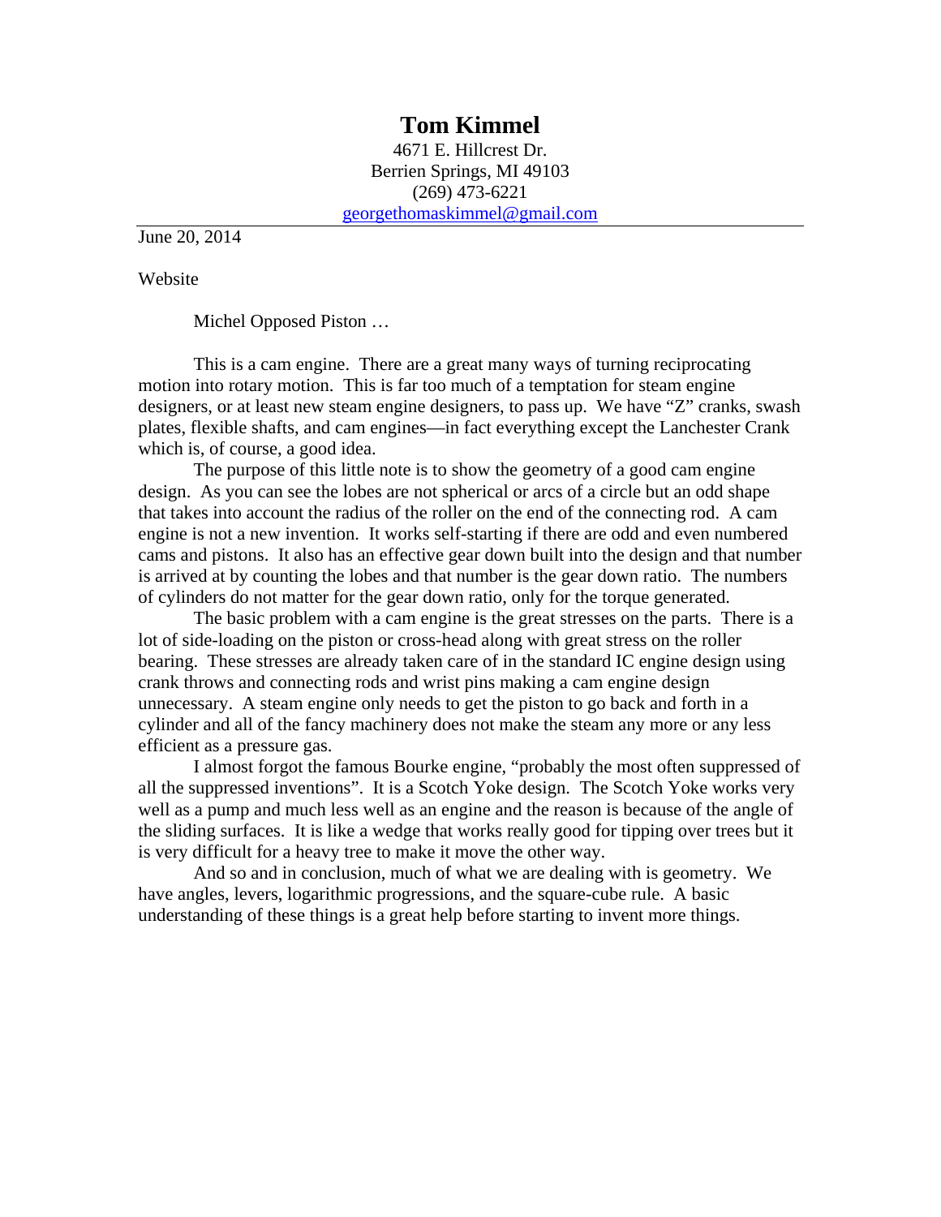# Tom Kimmel

4671 E. Hillcrest Dr.
Berrien Springs, MI 49103
(269) 473-6221
georgethomaskimmel@gmail.com

---

June 20, 2014

Website

Michel Opposed Piston …

This is a cam engine. There are a great many ways of turning reciprocating motion into rotary motion. This is far too much of a temptation for steam engine designers, or at least new steam engine designers, to pass up. We have "Z" cranks, swash plates, flexible shafts, and cam engines—in fact everything except the Lanchester Crank which is, of course, a good idea.

The purpose of this little note is to show the geometry of a good cam engine design. As you can see the lobes are not spherical or arcs of a circle but an odd shape that takes into account the radius of the roller on the end of the connecting rod. A cam engine is not a new invention. It works self-starting if there are odd and even numbered cams and pistons. It also has an effective gear down built into the design and that number is arrived at by counting the lobes and that number is the gear down ratio. The numbers of cylinders do not matter for the gear down ratio, only for the torque generated.

The basic problem with a cam engine is the great stresses on the parts. There is a lot of side-loading on the piston or cross-head along with great stress on the roller bearing. These stresses are already taken care of in the standard IC engine design using crank throws and connecting rods and wrist pins making a cam engine design unnecessary. A steam engine only needs to get the piston to go back and forth in a cylinder and all of the fancy machinery does not make the steam any more or any less efficient as a pressure gas.

I almost forgot the famous Bourke engine, "probably the most often suppressed of all the suppressed inventions". It is a Scotch Yoke design. The Scotch Yoke works very well as a pump and much less well as an engine and the reason is because of the angle of the sliding surfaces. It is like a wedge that works really good for tipping over trees but it is very difficult for a heavy tree to make it move the other way.

And so and in conclusion, much of what we are dealing with is geometry. We have angles, levers, logarithmic progressions, and the square-cube rule. A basic understanding of these things is a great help before starting to invent more things.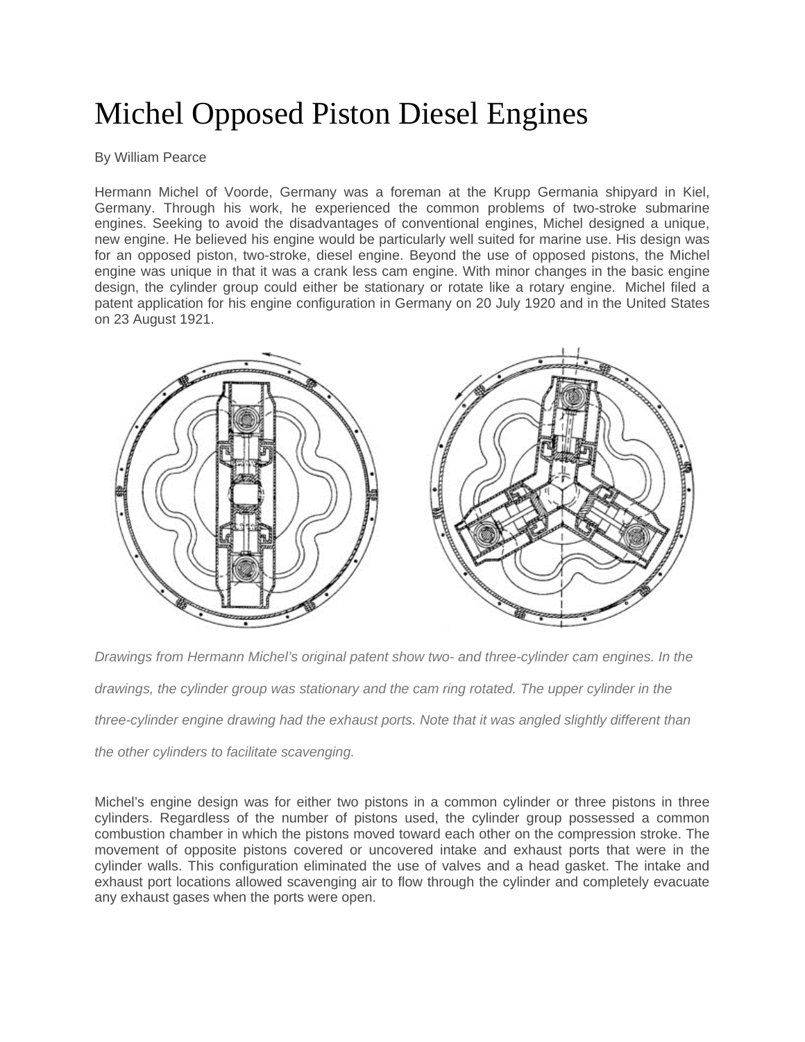# Michel Opposed Piston Diesel Engines

By William Pearce

Hermann Michel of Voorde, Germany was a foreman at the Krupp Germania shipyard in Kiel, Germany. Through his work, he experienced the common problems of two-stroke submarine engines. Seeking to avoid the disadvantages of conventional engines, Michel designed a unique, new engine. He believed his engine would be particularly well suited for marine use. His design was for an opposed piston, two-stroke, diesel engine. Beyond the use of opposed pistons, the Michel engine was unique in that it was a crank less cam engine. With minor changes in the basic engine design, the cylinder group could either be stationary or rotate like a rotary engine. Michel filed a patent application for his engine configuration in Germany on 20 July 1920 and in the United States on 23 August 1921.

*Drawings from Hermann Michel's original patent show two- and three-cylinder cam engines. In the drawings, the cylinder group was stationary and the cam ring rotated. The upper cylinder in the three-cylinder engine drawing had the exhaust ports. Note that it was angled slightly different than the other cylinders to facilitate scavenging.*

Michel's engine design was for either two pistons in a common cylinder or three pistons in three cylinders. Regardless of the number of pistons used, the cylinder group possessed a common combustion chamber in which the pistons moved toward each other on the compression stroke. The movement of opposite pistons covered or uncovered intake and exhaust ports that were in the cylinder walls. This configuration eliminated the use of valves and a head gasket. The intake and exhaust port locations allowed scavenging air to flow through the cylinder and completely evacuate any exhaust gases when the ports were open.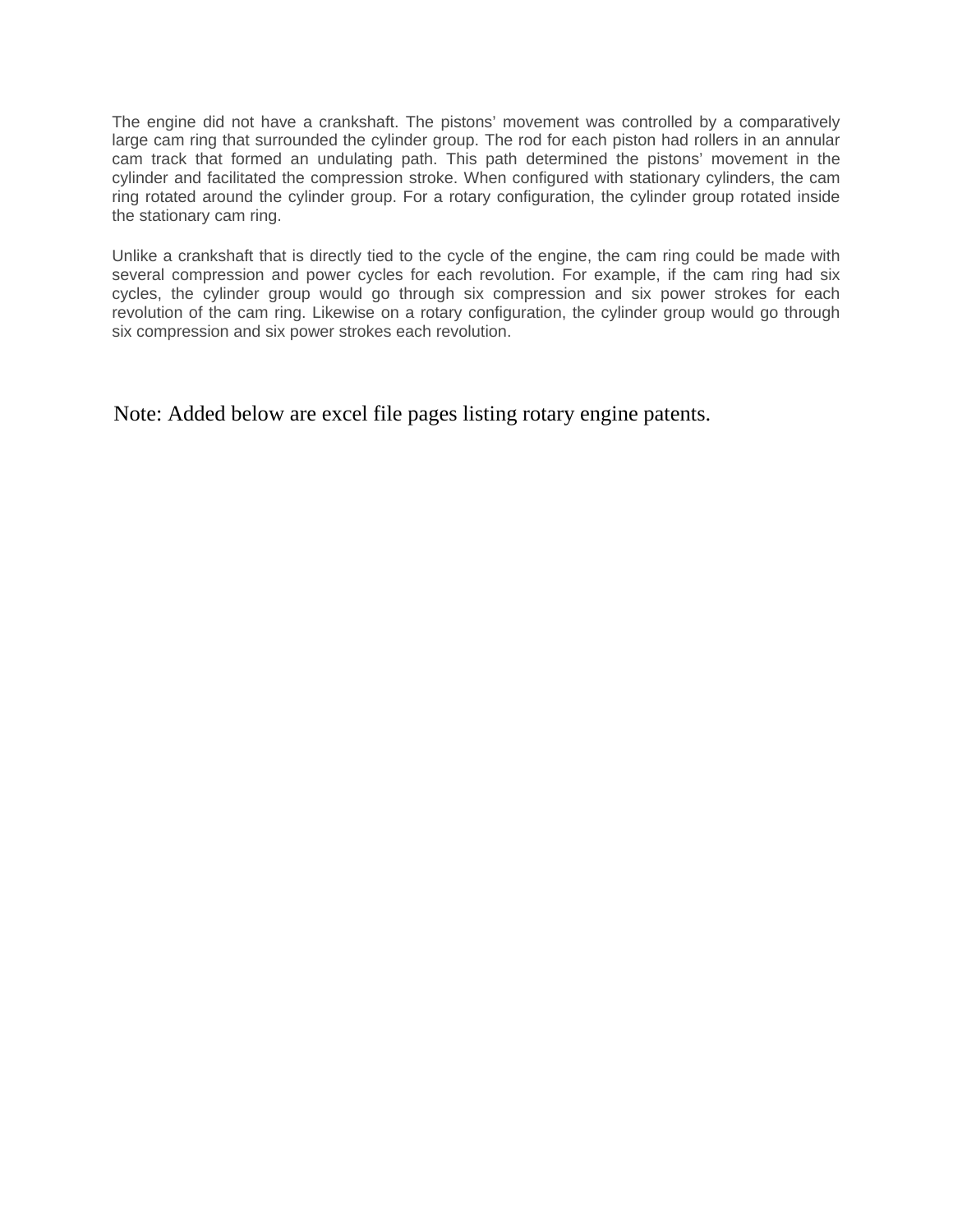The engine did not have a crankshaft. The pistons' movement was controlled by a comparatively large cam ring that surrounded the cylinder group. The rod for each piston had rollers in an annular cam track that formed an undulating path. This path determined the pistons' movement in the cylinder and facilitated the compression stroke. When configured with stationary cylinders, the cam ring rotated around the cylinder group. For a rotary configuration, the cylinder group rotated inside the stationary cam ring.

Unlike a crankshaft that is directly tied to the cycle of the engine, the cam ring could be made with several compression and power cycles for each revolution. For example, if the cam ring had six cycles, the cylinder group would go through six compression and six power strokes for each revolution of the cam ring. Likewise on a rotary configuration, the cylinder group would go through six compression and six power strokes each revolution.

Note: Added below are excel file pages listing rotary engine patents.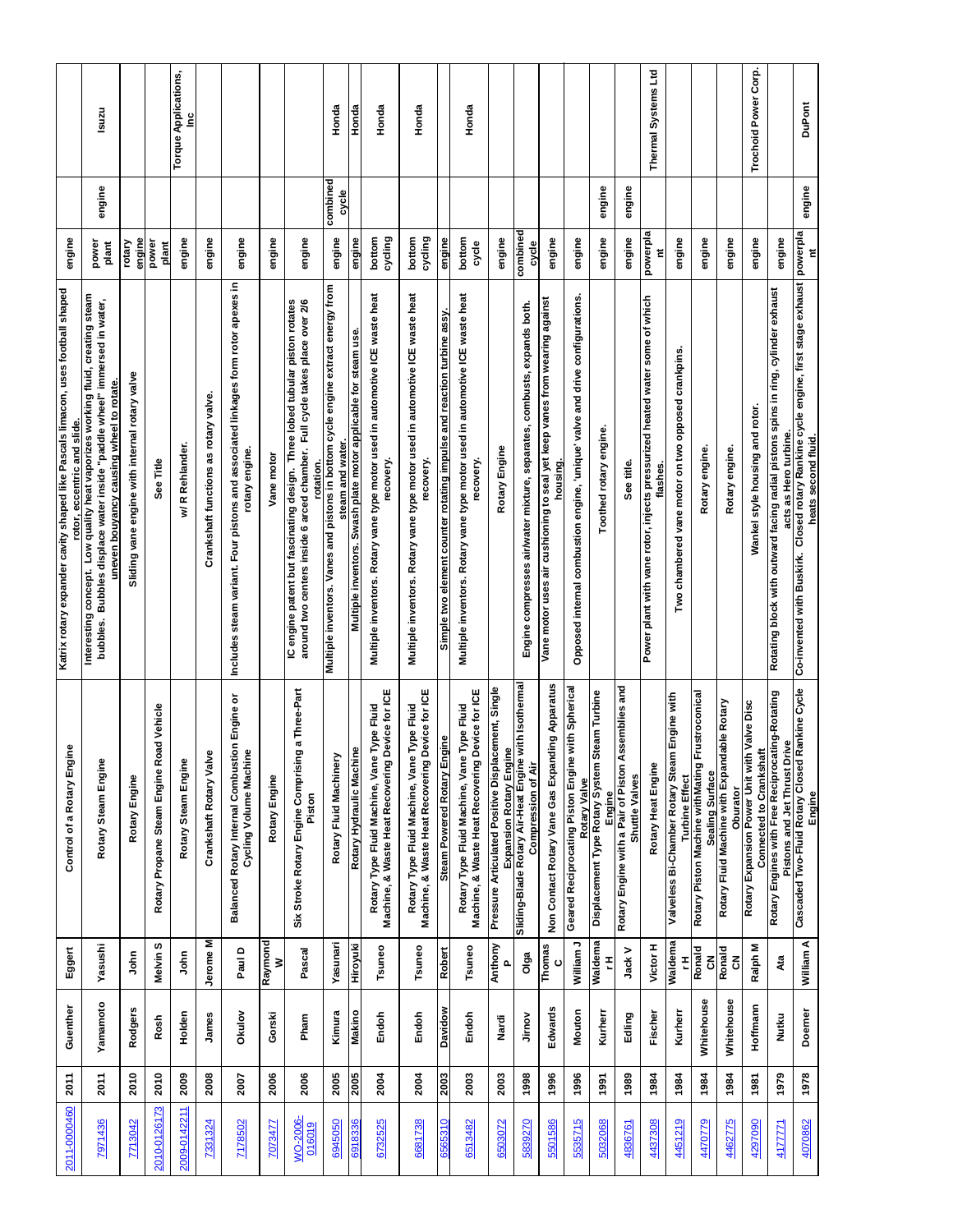| | | | | | | | | | |
|---|---|---|---|---|---|---|---|---|---|
| 2011-0000460 | 2011 | Guenther | Eggert | Control of a Rotary Engine | Katrix rotary expander cavity shaped like Pascals limacon, uses football shaped rotor, eccentric and slide. | engine | | |
| 7971436 | 2011 | Yamamoto | Yasushi | Rotary Steam Engine | Interesting concept. Low quality heat vaporizes working fluid, creating steam bubbles. Bubbles displace water inside "paddle wheel" immersed in water, uneven bouyancy causing wheel to rotate. | power plant | engine | Isuzu |
| 7713042 | 2010 | Rodgers | John | Rotary Engine | Sliding vane engine with internal rotary valve | rotary engine | | |
| 2010-0126173 | 2010 | Rosh | Melvin S | Rotary Propane Steam Engine Road Vehicle | See Title | power plant | | |
| 2009-0142211 | 2009 | Holden | John | Rotary Steam Engine | w/ R Rehlander. | engine | | Torque Applications, Inc |
| 7331324 | 2008 | James | Jerome M | Crankshaft Rotary Valve | Crankshaft functions as rotary valve. | engine | | |
| 7178502 | 2007 | Okulov | Paul D | Balanced Rotary Internal Combustion Engine or Cycling Volume Machine | Includes steam variant. Four pistons and associated linkages form rotor apexes in rotary engine. | engine | | |
| 7073477 | 2006 | Gorski | Raymond W | Rotary Engine | Vane motor | engine | | |
| WO-2006-016019 | 2006 | Pham | Pascal | Six Stroke Rotary Engine Comprising a Three-Part Piston | IC engine patent but fascinating design. Three lobed tubular piston rotates around two centers inside 6 arced chamber. Full cycle takes place over 2/6 rotation. | engine | | |
| 6945050 | 2005 | Kimura | Yasunari | Rotary Fluid Machinery | Multiple inventors. Vanes and pistons in bottom cycle engine extract energy from steam and water. | engine | combined cycle | Honda |
| 6918336 | 2005 | Makino | Hiroyuki | Rotary Hydraulic Machine | Multiple inventors. Swash plate motor applicable for steam use. | engine | | Honda |
| 6732525 | 2004 | Endoh | Tsuneo | Rotary Type Fluid Machine, Vane Type Fluid Machine, & Waste Heat Recovering Device for ICE | Multiple inventors. Rotary vane type motor used in automotive ICE waste heat recovery. | bottom cycling | | Honda |
| 6681738 | 2004 | Endoh | Tsuneo | Rotary Type Fluid Machine, Vane Type Fluid Machine, & Waste Heat Recovering Device for ICE | Multiple inventors. Rotary vane type motor used in automotive ICE waste heat recovery. | bottom cycling | | Honda |
| 6565310 | 2003 | Davidow | Robert | Steam Powered Rotary Engine | Simple two element counter rotating impulse and reaction turbine assy. | engine | | |
| 6513482 | 2003 | Endoh | Tsuneo | Rotary Type Fluid Machine, Vane Type Fluid Machine, & Waste Heat Recovering Device for ICE | Multiple inventors. Rotary vane type motor used in automotive ICE waste heat recovery. | bottom cycle | | Honda |
| 6503072 | 2003 | Nardi | Anthony P | Pressure Articulated Positive Displacement, Single Expansion Rotary Engine | Rotary Engine | engine | | |
| 5839270 | 1998 | Jirnov | Olga | Sliding-Blade Rotary Air-Heat Engine with Isothermal Compression of Air | Engine compresses air/water mixture, separates, combusts, expands both. | combined cycle | | |
| 5501586 | 1996 | Edwards | Thomas C | Non Contact Rotary Vane Gas Expanding Apparatus | Vane motor uses air cushioning to seal yet keep vanes from wearing against housing. | engine | | |
| 5535715 | 1996 | Mouton | William J | Geared Reciprocating Piston Engine with Spherical Rotary Valve | Opposed internal combustion engine, 'unique' valve and drive configurations. | engine | | |
| 5032068 | 1991 | Kurherr | Waldemar H | Displacement Type Rotary System Steam Turbine Engine | Toothed rotary engine. | engine | engine | |
| 4836761 | 1989 | Edling | Jack V | Rotary Engine with a Pair of Piston Assemblies and Shuttle Valves | See title. | engine | engine | |
| 4437308 | 1984 | Fischer | Victor H | Rotary Heat Engine | Power plant with vane rotor, injects pressurized heated water some of which flashes. | powerplant | | Thermal Systems Ltd |
| 4451219 | 1984 | Kurherr | Waldemar H | Valveless Bi-Chamber Rotary Steam Engine with Turbine Effect | Two chambered vane motor on two opposed crankpins. | engine | | |
| 4470779 | 1984 | Whitehouse | Ronald CN | Rotary Piston Machine withMating Frustroconical Sealing Surface | Rotary engine. | engine | | |
| 4462775 | 1984 | Whitehouse | Ronald CN | Rotary Fluid Machine with Expandable Rotary Oburator | Rotary engine. | engine | | |
| 4297090 | 1981 | Hoffmann | Ralph M | Rotary Expansion Power Unit with Valve Disc Connected to Crankshaft | Wankel style housing and rotor. | engine | | Trochoid Power Corp. |
| 4177771 | 1979 | Nutku | Ata | Rotary Engines with Free Reciprocating-Rotating Pistons and Jet Thrust Drive | Rotating block with outward facing radial pistons spins in ring, cylinder exhaust acts as Hero turbine. | engine | | |
| 4070862 | 1978 | Doerner | William A | Cascaded Two-Fluid Rotary Closed Rankine Cycle Engine | Co-invented with Buskirk. Closed rotary Rankine cycle engine, first stage exhaust heats second fluid. | powerplant | engine | DuPont |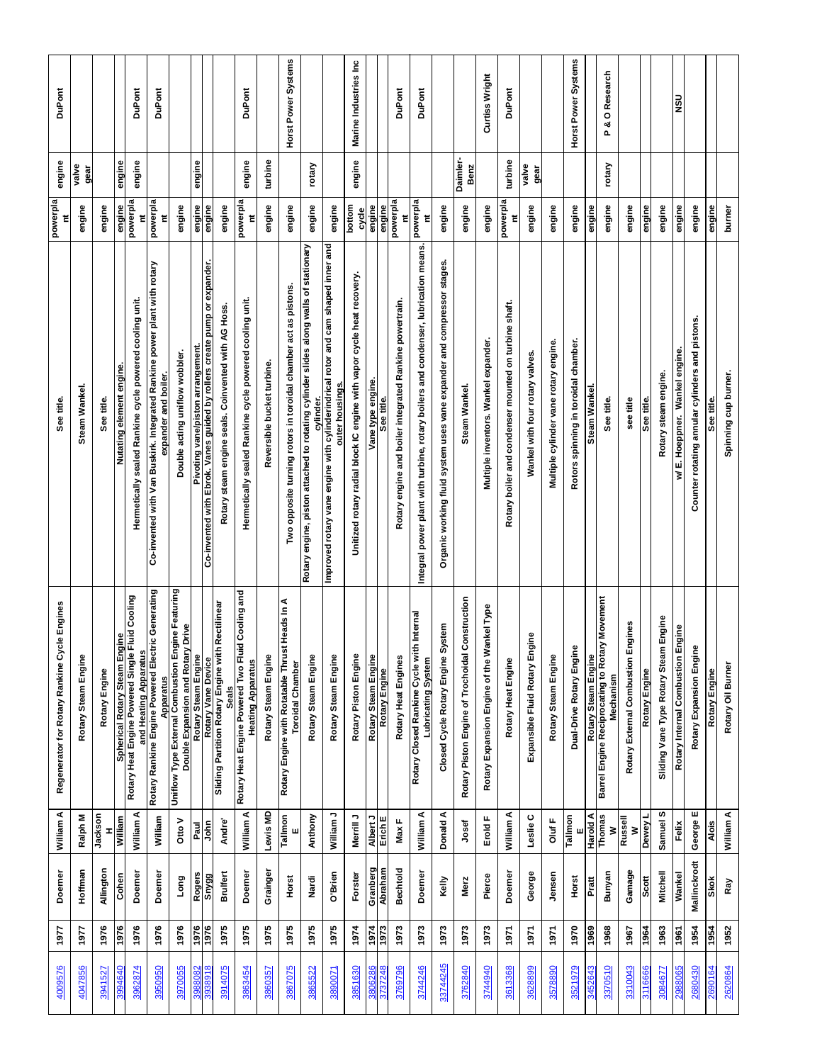| | | | | | | | | |
|---|---|---|---|---|---|---|---|---|
| 4009576 | 1977 | Doerner | William A | Regenerator for Rotary Rankine Cycle Engines | See title. | powerplant | engine | DuPont |
| 4047856 | 1977 | Hoffman | Ralph M | Rotary Steam Engine | Steam Wankel. | engine | valve gear | |
| 3941527 | 1976 | Allington | Jackson H | Rotary Engine | See title. | engine | | |
| 3994640 | 1976 | Cohen | William | Spherical Rotary Steam Engine | Nutating element engine. | engine | engine | |
| 3962874 | 1976 | Doerner | William A | Rotary Heat Engine Powered Single Fluid Cooling and Heating Apparatus | Hermetically sealed Rankine cycle powered cooling unit. | powerplant | engine | DuPont |
| 3950950 | 1976 | Doerner | William | Rotary Rankine Engine Powered Electric Generating Apparatus | Co-invented with Van Buskirk. Integrated Rankine power plant with rotary expander and boiler. | powerplant | | DuPont |
| 3970055 | 1976 | Long | Otto V | Uniflow Type External Combustion Engine Featuring Double Expansion and Rotary Drive | Double acting uniflow wobbler. | engine | | |
| 3988082 | 1976 | Rogers | Paul | Rotary Steam Engine | Pivoting vane/piston arrangement. | engine | engine | |
| 3938918 | 1976 | Snygg | John | Rotary Vane Device | Co-invented with Ebrok. Vanes guided by rollers create pump or expander. | engine | | |
| 3914075 | 1975 | Bruffert | Andre' | Sliding Partition Rotary Engine with Rectilinear Seals | Rotary steam engine seals. Coinvented with AG Hoss. | engine | | |
| 3863454 | 1975 | Doerner | William A | Rotary Heat Engine Powered Two Fluid Cooling and Heating Apparatus | Hermetically sealed Rankine cycle powered cooling unit. | powerplant | engine | DuPont |
| 3860357 | 1975 | Grainger | Lewis MD | Rotary Steam Engine | Reversible bucket turbine. | engine | turbine | |
| 3867075 | 1975 | Horst | Tallmon E | Rotary Engine with Rotatable Thrust Heads In A Toroidal Chamber | Two opposite turning rotors in toroidal chamber act as pistons. | engine | | Horst Power Systems |
| 3865522 | 1975 | Nardi | Anthony | Rotary Steam Engine | Rotary engine, piston attached to rotating cylinder slides along walls of stationary cylinder. | engine | rotary | |
| 3890071 | 1975 | O'Brien | William J | Rotary Steam Engine | Improved rotary vane engine with cylinderdrical rotor and cam shaped inner and outer housings. | engine | | |
| 3851630 | 1974 | Forster | Merrill J | Rotary Piston Engine | Unitized rotary radial block IC engine with vapor cycle heat recovery. | bottom cycle | engine | Marine Industries Inc |
| 3806286 | 1974 | Granberg | Albert J | Rotary Steam Engine | Vane type engine. | engine | | |
| 3737248 | 1973 | Abraham | Erich E | Rotary Engine | See title. | engine | | |
| 3769796 | 1973 | Bechtold | Max F | Rotary Heat Engine | Rotary engine and boiler integrated Rankine powertrain. | powerplant | | DuPont |
| 3744246 | 1973 | Doerner | William A | Rotary Closed Rankine Cycle with Internal Lubricating System | Integral power plant with turbine, rotary boilers and condenser, lubrication means. | powerplant | | DuPont |
| 33744245 | 1973 | Kelly | Donald A | Closed Cycle Rotary Engine System | Organic working fluid system uses vane expander and compressor stages. | engine | | |
| 3762840 | 1973 | Merz | Josef | Rotary Piston Engine of Trochoidal Construction | Steam Wankel. | engine | Daimler-Benz | |
| 3744940 | 1973 | Pierce | Erold F | Rotary Expansion Engine of the Wankel Type | Multiple inventors. Wankel expander. | engine | | Curtiss Wright |
| 3613368 | 1971 | Doerner | William A | Rotary Heat Engine | Rotary boiler and condenser mounted on turbine shaft. | powerplant | turbine | DuPont |
| 3628899 | 1971 | George | Leslie C | Expansible Fluid Rotary Engine | Wankel with four rotary valves. | engine | valve gear | |
| 3578890 | 1971 | Jensen | Oluf F | Rotary Steam Engine | Multiple cylinder vane rotary engine. | engine | | |
| 3521979 | 1970 | Horst | Tallmon E | Dual-Drive Rotary Engine | Rotors spinning in toroidal chamber. | engine | | Horst Power Systems |
| 3452643 | 1969 | Pratt | Harold A | Rotary Steam Engine | Steam Wankel. | engine | | |
| 3370510 | 1968 | Bunyan | Thomas W | Barrel Engine Reciprocating to Rotary Movement Mechanism | See title. | engine | rotary | P & O Research |
| 3310043 | 1967 | Gamage | Russell W | Rotary External Combustion Engines | see title | engine | | |
| 3116666 | 1964 | Scott | Dewey L | Rotary Engine | See title. | engine | | |
| 3084677 | 1963 | Mitchell | Samuel S | Sliding Vane Type Rotary Steam Engine | Rotary steam engine. | engine | | |
| 2988065 | 1961 | Wankel | Felix | Rotary Internal Combustion Engine | w/ E. Hoeppner. Wankel engine. | engine | | NSU |
| 2680430 | 1954 | Mallinckrodt | George E | Rotary Expansion Engine | Counter rotating annular cylinders and pistons. | engine | | |
| 2690164 | 1954 | Skok | Alois | Rotary Engine | See title. | engine | | |
| 2620864 | 1952 | Ray | William A | Rotary Oil Burner | Spinning cup burner. | burner | | |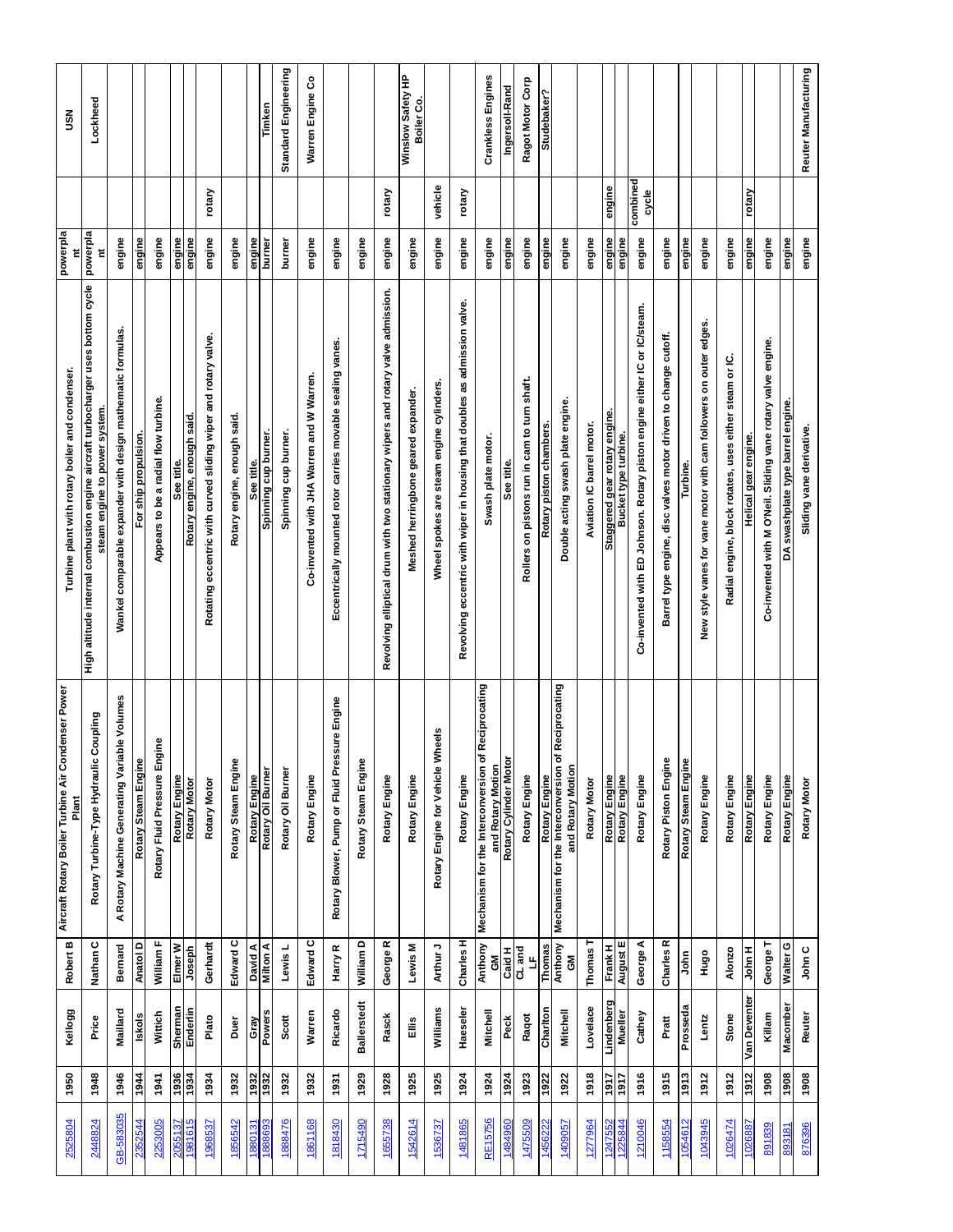| | | | | | | | | |
|---|---|---|---|---|---|---|---|---|
| 2525804 | 1950 | Kellogg | Robert B | Aircraft Rotary Boiler Turbine Air Condenser Power Plant | Turbine plant with rotary boiler and condenser. | powerplant | | USN |
| 2448824 | 1948 | Price | Nathan C | Rotary Turbine-Type Hydraulic Coupling | High altitude internal combustion engine aircraft turbocharger uses bottom cycle steam engine to power system. | powerplant | | Lockheed |
| GB-583035 | 1946 | Maillard | Bernard | A Rotary Machine Generating Variable Volumes | Wankel comparable expander with design mathematic formulas. | engine | | |
| 2352544 | 1944 | Iskols | Anatol D | Rotary Steam Engine | For ship propulsion. | engine | | |
| 2253005 | 1941 | Wittich | William F | Rotary Fluid Pressure Engine | Appears to be a radial flow turbine. | engine | | |
| 2055137 | 1936 | Sherman | Elmer W | Rotary Engine | See title. | engine | | |
| 1981615 | 1934 | Enderlin | Joseph | Rotary Motor | Rotary engine, enough said. | engine | | |
| 1968537 | 1934 | Plato | Gerhardt | Rotary Motor | Rotating eccentric with curved sliding wiper and rotary valve. | engine | rotary | |
| 1856542 | 1932 | Duer | Edward C | Rotary Steam Engine | Rotary engine, enough said. | engine | | |
| 1880131 | 1932 | Gray | David A | Rotary Engine | See title. | engine | | |
| 1888693 | 1932 | Powers | Milton A | Rotary Oil Burner | Spinning cup burner. | burner | | Timken |
| 1888476 | 1932 | Scott | Lewis L | Rotary Oil Burner | Spinning cup burner. | burner | | Standard Engineering |
| 1861168 | 1932 | Warren | Edward C | Rotary Engine | Co-invented with JHA Warren and W Warren. | engine | | Warren Engine Co |
| 1818430 | 1931 | Ricardo | Harry R | Rotary Blower, Pump or Fluid Pressure Engine | Eccentrically mounted rotor carries movable sealing vanes. | engine | | |
| 1715490 | 1929 | Ballerstedt | William D | Rotary Steam Engine | | engine | | |
| 1655738 | 1928 | Rasck | George R | Rotary Engine | Revolving elliptical drum with two stationary wipers and rotary valve admission. | engine | rotary | |
| 1542614 | 1925 | Ellis | Lewis M | Rotary Engine | Meshed herringbone geared expander. | engine | | Winslow Safety HP Boiler Co. |
| 1536737 | 1925 | Williams | Arthur J | Rotary Engine for Vehicle Wheels | Wheel spokes are steam engine cylinders. | engine | vehicle | |
| 1481865 | 1924 | Haeseler | Charles H | Rotary Engine | Revolving eccentric with wiper in housing that doubles as admission valve. | engine | rotary | |
| RE15756 | 1924 | Mitchell | Anthony GM | Mechanism for the Interconversion of Reciprocating and Rotary Motion | Swash plate motor. | engine | | Crankless Engines |
| 1484960 | 1924 | Peck | Caid H | Rotary Cylinder Motor | See title. | engine | | Ingersoll-Rand |
| 1475509 | 1923 | Raqot | CL and LF | Rotary Engine | Rollers on pistons run in cam to turn shaft. | engine | | Ragot Motor Corp |
| 1456222 | 1922 | Charlton | Thomas | Rotary Engine | Rotary piston chambers. | engine | | Studebaker? |
| 1409057 | 1922 | Mitchell | Anthony GM | Mechanism for the Interconversion of Reciprocating and Rotary Motion | Double acting swash plate engine. | engine | | |
| 1277964 | 1918 | Lovelace | Thomas T | Rotary Motor | Aviation IC barrel motor. | engine | | |
| 1247552 | 1917 | Lindenberg | Frank H | Rotary Engine | Staggered gear rotary engine. | engine | engine | |
| 1225844 | 1917 | Mueller | August E | Rotary Engine | Bucket type turbine. | engine | | |
| 1210046 | 1916 | Cathey | George A | Rotary Engine | Co-invented with ED Johnson. Rotary piston engine either IC or IC/steam. | engine | combined cycle | |
| 1158554 | 1915 | Pratt | Charles R | Rotary Piston Engine | Barrel type engine, disc valves motor driven to change cutoff. | engine | | |
| 1054612 | 1913 | Prosseda | John | Rotary Steam Engine | Turbine. | engine | | |
| 1043945 | 1912 | Lentz | Hugo | Rotary Engine | New style vanes for vane motor with cam followers on outer edges. | engine | | |
| 1026474 | 1912 | Stone | Alonzo | Rotary Engine | Radial engine, block rotates, uses either steam or IC. | engine | | |
| 1026887 | 1912 | Van Deventer | John H | Rotary Engine | Helical gear engine. | engine | rotary | |
| 891839 | 1908 | Killam | George T | Rotary Engine | Co-invented with M O'Neil. Sliding vane rotary valve engine. | engine | | |
| 893181 | 1908 | Macomber | Walter G | Rotary Engine | DA swashplate type barrel engine. | engine | | |
| 876396 | 1908 | Reuter | John C | Rotary Motor | Sliding vane derivative. | engine | | Reuter Manufacturing |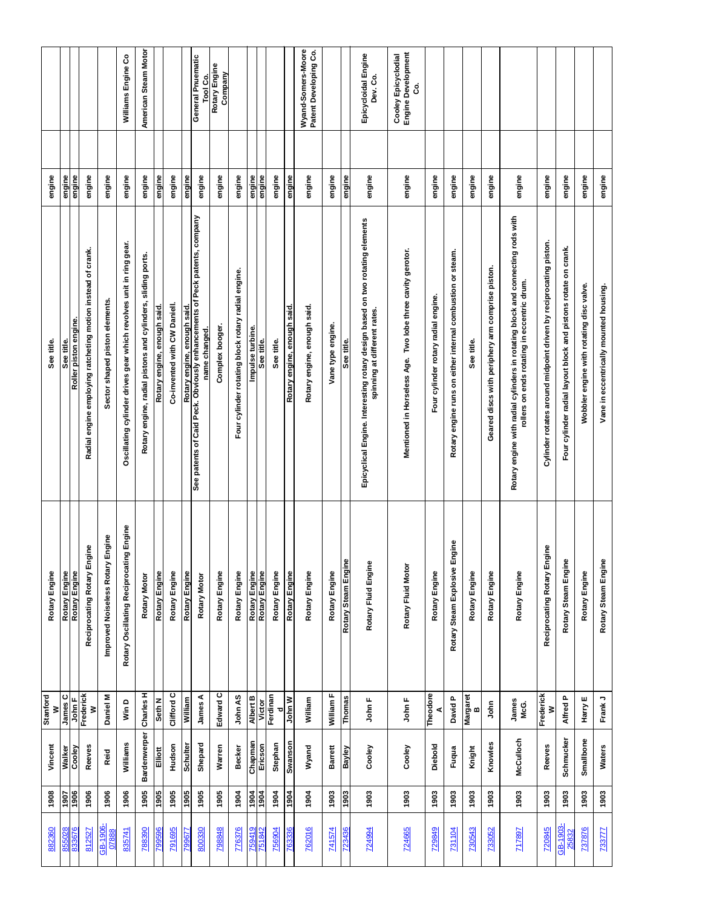| | | | | | | | | |
|---|---|---|---|---|---|---|---|---|
| 882360 | 1908 | Vincent | Stanford W | Rotary Engine | See title. | engine | | |
| 855028 | 1907 | Walker | James C | Rotary Engine | See title. | engine | | |
| 833676 | 1906 | Cooley | John F | Rotary Engine | Roller piston engine. | engine | | |
| 812527 | 1906 | Reeves | Frederick W | Reciprocating Rotary Engine | Radial engine employing ratcheting motion instead of crank. | engine | | |
| GB-1906-07888 | 1906 | Reid | Daniel M | Improved Noiseless Rotary Engine | Sector shaped piston elements. | engine | | |
| 835741 | 1906 | Williams | Win D | Rotary Oscillating Reciprocating Engine | Oscillating cylinder drives gear which revolves unit in ring gear. | engine | | Williams Engine Co |
| 788390 | 1905 | Bardenwerper | Charles H | Rotary Motor | Rotary engine, radial pistons and cylinders, sliding ports. | engine | | American Steam Motor |
| 799596 | 1905 | Elliott | Seth N | Rotary Engine | Rotary engine, enough said. | engine | | |
| 791695 | 1905 | Hudson | Clifford C | Rotary Engine | Co-invented with CW Daniell. | engine | | |
| 799677 | 1905 | Schulter | William | Rotary Engine | Rotary engine, enough said. | engine | | |
| 800330 | 1905 | Shepard | James A | Rotary Motor | See patents of Caid Peck. Obviously enhancements of Peck patents, company name changed. | engine | | General Pnuematic Tool Co. |
| 798848 | 1905 | Warren | Edward C | Rotary Engine | Complex booger. | engine | | Rotary Engine Company |
| 776376 | 1904 | Becker | John AS | Rotary Engine | Four cylinder rotating block rotary radial engine. | engine | | |
| 759419 | 1904 | Chapman | Albert B | Rotary Engine | Impulse turbine. | engine | | |
| 751842 | 1904 | Ericson | Victor | Rotary Engine | See title. | engine | | |
| 756904 | 1904 | Stephan | Ferdinand | Rotary Engine | See title. | engine | | |
| 763336 | 1904 | Swanson | John W | Rotary Engine | Rotary engine, enough said. | engine | | |
| 762016 | 1904 | Wyand | William | Rotary Engine | Rotary engine, enough said. | engine | | Wyand-Somers-Moore Patent Developing Co. |
| 741574 | 1903 | Barrett | William F | Rotary Engine | Vane type engine. | engine | | |
| 723436 | 1903 | Bayley | Thomas | Rotary Steam Engine | See title. | engine | | |
| 724994 | 1903 | Cooley | John F | Rotary Fluid Engine | Epicyclical Engine. Interesting rotary design based on two rotating elements spinning at different rates. | engine | | Epicycloidal Engine Dev. Co. |
| 724665 | 1903 | Cooley | John F | Rotary Fluid Motor | Mentioned in Horseless Age. Two lobe three cavity gerotor. | engine | | Cooley Epicyclodial Engine Development Co. |
| 729849 | 1903 | Diebold | Theodore A | Rotary Engine | Four cylinder rotary radial engine. | engine | | |
| 731104 | 1903 | Fuqua | David P | Rotary Steam Explosive Engine | Rotary engine runs on either internal combustion or steam. | engine | | |
| 730543 | 1903 | Knight | Margaret B | Rotary Engine | See title. | engine | | |
| 733052 | 1903 | Knowles | John | Rotary Engine | Geared discs with periphery arm comprise piston. | engine | | |
| 717897 | 1903 | McCulloch | James McG. | Rotary Engine | Rotary engine with radial cylinders in rotating block and connecting rods with rollers on ends rotating in eccentric drum. | engine | | |
| 720845 | 1903 | Reeves | Frederick W | Reciprocating Rotary Engine | Cylinder rotates around midpoint driven by reciprocating piston. | engine | | |
| GB-1903-25832 | 1903 | Schmucker | Alfred P | Rotary Steam Engine | Four cylinder radial layout block and pistons rotate on crank. | engine | | |
| 737876 | 1903 | Smallbone | Harry E | Rotary Engine | Wobbler engine with rotating disc valve. | engine | | |
| 733777 | 1903 | Waters | Frank J | Rotary Steam Engine | Vane in eccentrically mounted housing. | engine | | |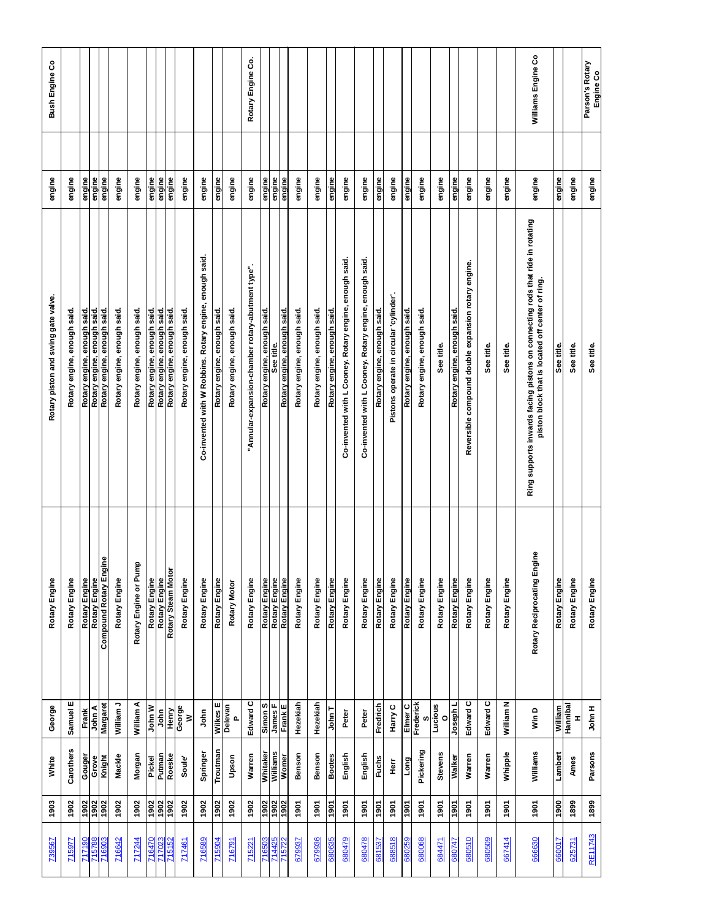| | | | | | | | | |
|---|---|---|---|---|---|---|---|---|
| 739567 | 1903 | White | George | Rotary Engine | Rotary piston and swing gate valve. | engine | | Bush Engine Co |
| 715977 | 1902 | Carothers | Samuel E | Rotary Engine | Rotary engine, enough said. | engine | | |
| 717190 | 1902 | Gouger | Frank | Rotary Engine | Rotary engine, enough said. | engine | | |
| 715788 | 1902 | Grove | John A | Rotary Engine | Rotary engine, enough said. | engine | | |
| 716903 | 1902 | Knight | Margaret | Compound Rotary Engine | Rotary engine, enough said. | engine | | |
| 716642 | 1902 | Mackle | William J | Rotary Engine | Rotary engine, enough said. | engine | | |
| 717244 | 1902 | Morgan | William A | Rotary Engine or Pump | Rotary engine, enough said. | engine | | |
| 716470 | 1902 | Pickel | John W | Rotary Engine | Rotary engine, enough said. | engine | | |
| 717023 | 1902 | Putman | John | Rotary Engine | Rotary engine, enough said. | engine | | |
| 715152 | 1902 | Roeske | Henry | Rotary Steam Motor | Rotary engine, enough said. | engine | | |
| 717461 | 1902 | Soule' | George W | Rotary Engine | Rotary engine, enough said. | engine | | |
| 716589 | 1902 | Springer | John | Rotary Engine | Co-invented with W Robbins. Rotary engine, enough said. | engine | | |
| 715904 | 1902 | Troutman | Wilkes E | Rotary Engine | Rotary engine, enough said. | engine | | |
| 716791 | 1902 | Upson | Delevan P | Rotary Motor | Rotary engine, enough said. | engine | | |
| 715221 | 1902 | Warren | Edward C | Rotary Engine | "Annular-expansion-chamber rotary-abutment type". | engine | | Rotary Engine Co. |
| 716503 | 1902 | Whitaker | Simon S | Rotary Engine | Rotary engine, enough said. | engine | | |
| 714425 | 1902 | Williams | James F | Rotary Engine | See title. | engine | | |
| 715722 | 1902 | Womer | Frank E | Rotary Engine | Rotary engine, enough said. | engine | | |
| 679937 | 1901 | Benson | Hezekiah | Rotary Engine | Rotary engine, enough said. | engine | | |
| 679936 | 1901 | Benson | Hezekiah | Rotary Engine | Rotary engine, enough said. | engine | | |
| 680635 | 1901 | Bootes | John T | Rotary Engine | Rotary engine, enough said. | engine | | |
| 680479 | 1901 | English | Peter | Rotary Engine | Co-invented with L Cooney. Rotary engine, enough said. | engine | | |
| 680478 | 1901 | English | Peter | Rotary Engine | Co-invented with L Cooney. Rotary engine, enough said. | engine | | |
| 681537 | 1901 | Fuchs | Fredrich | Rotary Engine | Rotary engine, enough said. | engine | | |
| 688518 | 1901 | Herr | Harry C | Rotary Engine | Pistons operate in circular 'cylinder'. | engine | | |
| 680259 | 1901 | Long | Elmer C | Rotary Engine | Rotary engine, enough said. | engine | | |
| 680068 | 1901 | Pickering | Frederick S | Rotary Engine | Rotary engine, enough said. | engine | | |
| 684471 | 1901 | Stevens | Lucious O | Rotary Engine | See title. | engine | | |
| 680747 | 1901 | Walker | Joseph L | Rotary Engine | Rotary engine, enough said. | engine | | |
| 680510 | 1901 | Warren | Edward C | Rotary Engine | Reversible compound double expansion rotary engine. | engine | | |
| 680509 | 1901 | Warren | Edward C | Rotary Engine | See title. | engine | | |
| 667414 | 1901 | Whipple | William N | Rotary Engine | See title. | engine | | |
| 666630 | 1901 | Williams | Win D | Rotary Reciprocating Engine | Ring supports inwards facing pistons on connecting rods that ride in rotating piston block that is located off center of ring. | engine | | Williams Engine Co |
| 660017 | 1900 | Lambert | William | Rotary Engine | See title. | engine | | |
| 625731 | 1899 | Ames | Hannibal H | Rotary Engine | See title. | engine | | |
| RE11743 | 1899 | Parsons | John H | Rotary Engine | See title. | engine | | Parson's Rotary Engine Co |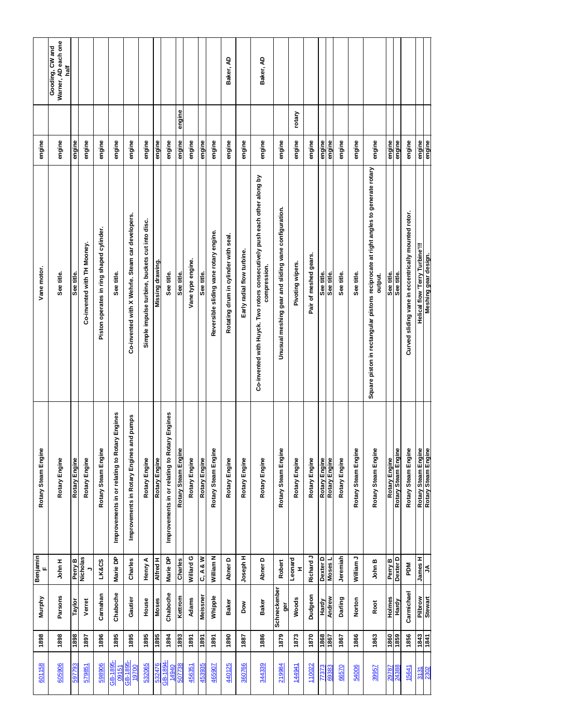| | | | | | | | | |
|---|---|---|---|---|---|---|---|---|
| 601158 | 1898 | Murphy | Benjamin F | Rotary Steam Engine | Vane motor. | engine | | |
| 605906 | 1898 | Parsons | John H | Rotary Engine | See title. | engine | | Gooding, CW and Warner, AD each one half |
| 597793 | 1898 | Taylor | Perry B | Rotary Engine | See title. | engine | | |
| 579851 | 1897 | Verret | Nicholas J | Rotary Engine | Co-invented with TH Mooney. | engine | | |
| 598906 | 1896 | Carnahan | LK&CS | Rotary Steam Engine | Piston operates in ring shaped cylinder. | engine | | |
| GB-1895-09151 | 1895 | Chaboche | Marie DP | Improvements in or relating to Rotary Engines | See title. | engine | | |
| GB-1895-19700 | 1895 | Gautier | Charles | Improvements in Rotary Engines and pumps | Co-invented with X Wehrle. Steam car developers. | engine | | |
| 532065 | 1895 | House | Henry A | Rotary Engine | Simple impulse turbine, buckets cut into disc. | engine | | |
| 532476 | 1895 | Moses | Alfred H | Rotary Engine | Missing drawing. | engine | | |
| GB-1894-14940 | 1894 | Chaboche | Marie DP | Improvements in or relating to Rotary Engines | See title. | engine | | |
| 507738 | 1893 | Kettrom | Charles | Rotary Steam Engine | See title. | engine | engine | |
| 456351 | 1891 | Adams | Willard G | Rotary Engine | Vane type engine. | engine | | |
| 453935 | 1891 | Meissner | C, A & W | Rotary Engine | See title. | engine | | |
| 465907 | 1891 | Whipple | William N | Rotary Steam Engine | Reversible sliding vane rotary engine. | engine | | |
| 440125 | 1890 | Baker | Abner D | Rotary Engine | Rotating drum in cylinder with seal. | engine | | Baker, AD |
| 360766 | 1887 | Dow | Joseph H | Rotary Engine | Early radial flow turbine. | engine | | |
| 344339 | 1886 | Baker | Abner D | Rotary Engine | Co-invented with Huyck. Two rotors consecutively push each other along by compression. | engine | | Baker, AD |
| 219984 | 1879 | Schneckenberger | Robert | Rotary Steam Engine | Unusual meshing gear and sliding vane configuration. | engine | | |
| 144941 | 1873 | Woods | Leonard H | Rotary Engine | Pivoting wipers. | engine | rotary | |
| 110022 | 1870 | Dudgeon | Richard J | Rotary Engine | Pair of meshed gears. | engine | | |
| 77373 | 1868 | Hardy | Dexter D | Rotary Engine | See title. | engine | | |
| 69383 | 1867 | Andrew | Moses L | Rotary Engine | See title. | engine | | |
| 66570 | 1867 | Darling | Jeremiah | Rotary Engine | See title. | engine | | |
| 54006 | 1866 | Norton | William J | Rotary Steam Engine | See title. | engine | | |
| 39957 | 1863 | Root | John B | Rotary Steam Engine | Square piston in rectangular pistons reciprocate at right angles to generate rotary output. | engine | | |
| 29787 | 1860 | Holmes | Perry B | Rotary Engine | See title. | engine | | |
| 24388 | 1859 | Hardy | Dexter D | Rotary Steam Engine | See title. | engine | | |
| 15641 | 1856 | Carmichael | PDM | Rotary Steam Engine | Curved sliding vane in eccentrically mounted rotor. | engine | | |
| 3131 | 1843 | Pilbrow | James H | Rotary Steam Engine | Helical flow 'Terry Turbine'!!! | engine | | |
| 2302 | 1841 | Stewart | JA | Rotary Steam Engine | Meshing gear design. | engine | | |